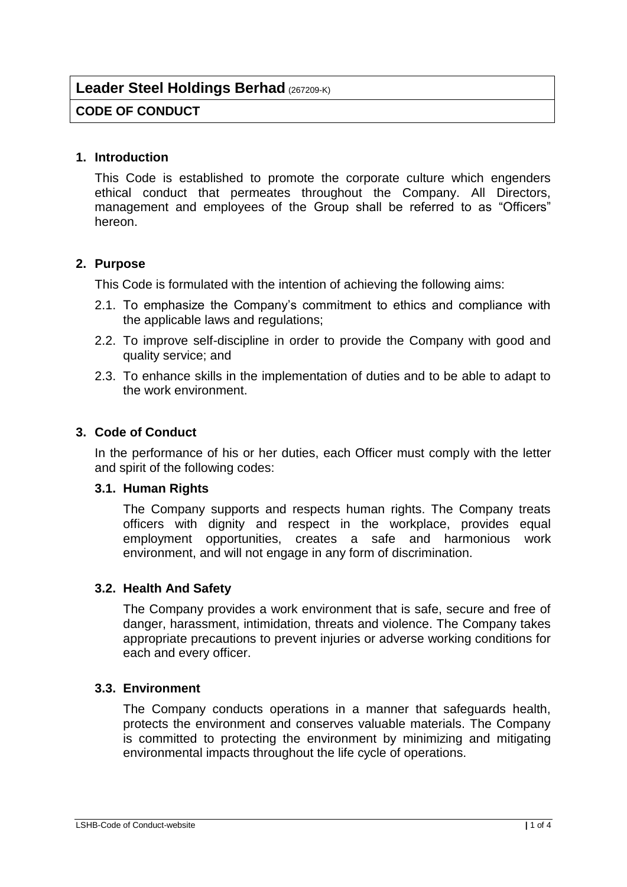# Leader Steel Holdings Berhad (267209-K)

## CODE OF CONDUCT

### 1. Introduction

This Code is established to promote the corporate culture which engenders ethical conduct that permeates throughout the Company. All Directors, management and employees of the Group shall be referred to as "Officers" hereon.

### 2. Purpose

This Code is formulated with the intention of achieving the following aims:

2.1. To emphasize the Company's commitment to ethics and compliance with the applicable laws and regulations;

2.2. To improve self-discipline in order to provide the Company with good and quality service; and

2.3. To enhance skills in the implementation of duties and to be able to adapt to the work environment.

### 3. Code of Conduct

In the performance of his or her duties, each Officer must comply with the letter and spirit of the following codes:

#### 3.1. Human Rights

The Company supports and respects human rights. The Company treats officers with dignity and respect in the workplace, provides equal employment opportunities, creates a safe and harmonious work environment, and will not engage in any form of discrimination.

#### 3.2. Health And Safety

The Company provides a work environment that is safe, secure and free of danger, harassment, intimidation, threats and violence. The Company takes appropriate precautions to prevent injuries or adverse working conditions for each and every officer.

#### 3.3. Environment

The Company conducts operations in a manner that safeguards health, protects the environment and conserves valuable materials. The Company is committed to protecting the environment by minimizing and mitigating environmental impacts throughout the life cycle of operations.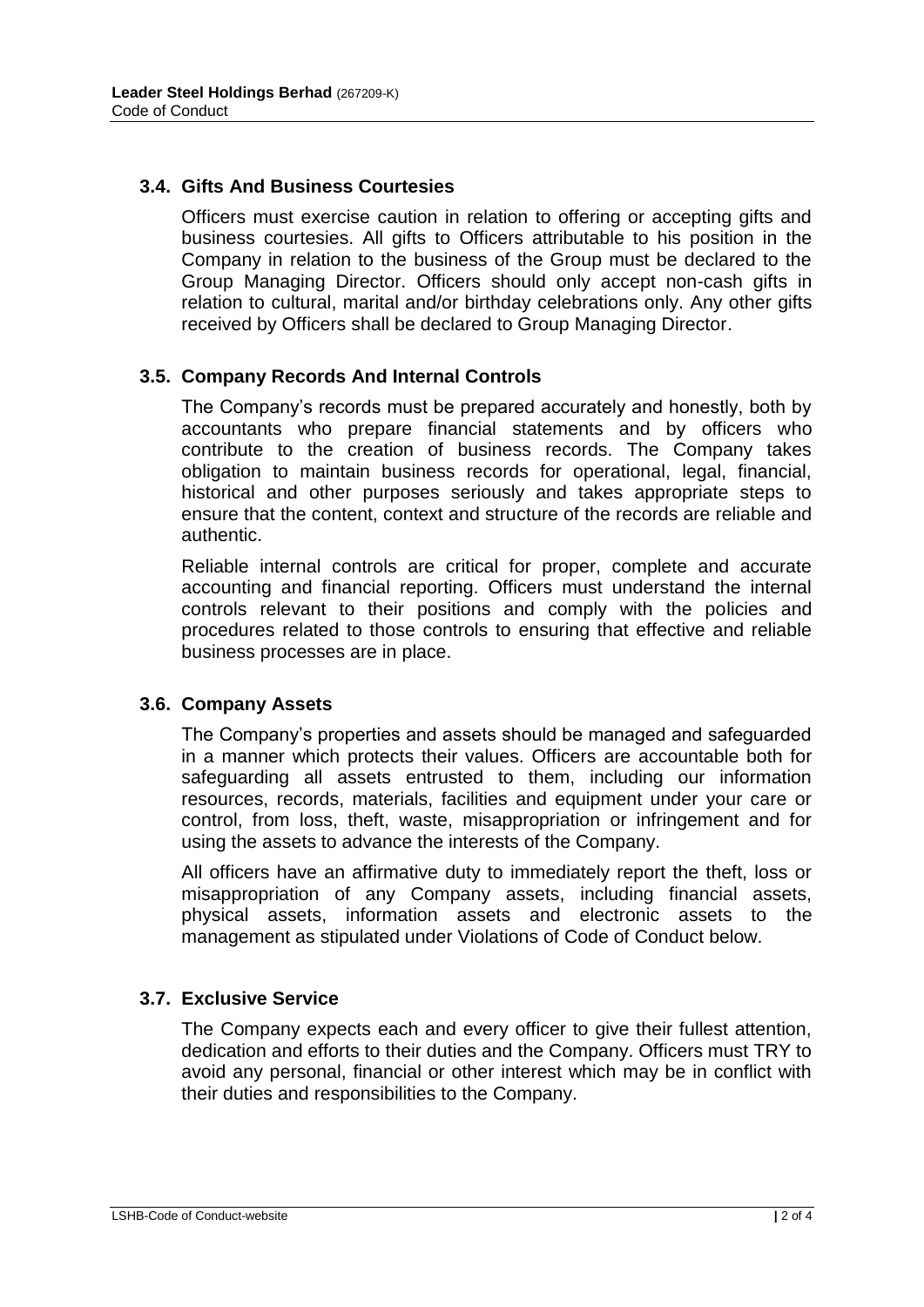### 3.4. Gifts And Business Courtesies

Officers must exercise caution in relation to offering or accepting gifts and business courtesies. All gifts to Officers attributable to his position in the Company in relation to the business of the Group must be declared to the Group Managing Director. Officers should only accept non-cash gifts in relation to cultural, marital and/or birthday celebrations only. Any other gifts received by Officers shall be declared to Group Managing Director.

### 3.5. Company Records And Internal Controls

The Company's records must be prepared accurately and honestly, both by accountants who prepare financial statements and by officers who contribute to the creation of business records. The Company takes obligation to maintain business records for operational, legal, financial, historical and other purposes seriously and takes appropriate steps to ensure that the content, context and structure of the records are reliable and authentic.

Reliable internal controls are critical for proper, complete and accurate accounting and financial reporting. Officers must understand the internal controls relevant to their positions and comply with the policies and procedures related to those controls to ensuring that effective and reliable business processes are in place.

### 3.6. Company Assets

The Company's properties and assets should be managed and safeguarded in a manner which protects their values. Officers are accountable both for safeguarding all assets entrusted to them, including our information resources, records, materials, facilities and equipment under your care or control, from loss, theft, waste, misappropriation or infringement and for using the assets to advance the interests of the Company.

All officers have an affirmative duty to immediately report the theft, loss or misappropriation of any Company assets, including financial assets, physical assets, information assets and electronic assets to the management as stipulated under Violations of Code of Conduct below.

### 3.7. Exclusive Service

The Company expects each and every officer to give their fullest attention, dedication and efforts to their duties and the Company. Officers must TRY to avoid any personal, financial or other interest which may be in conflict with their duties and responsibilities to the Company.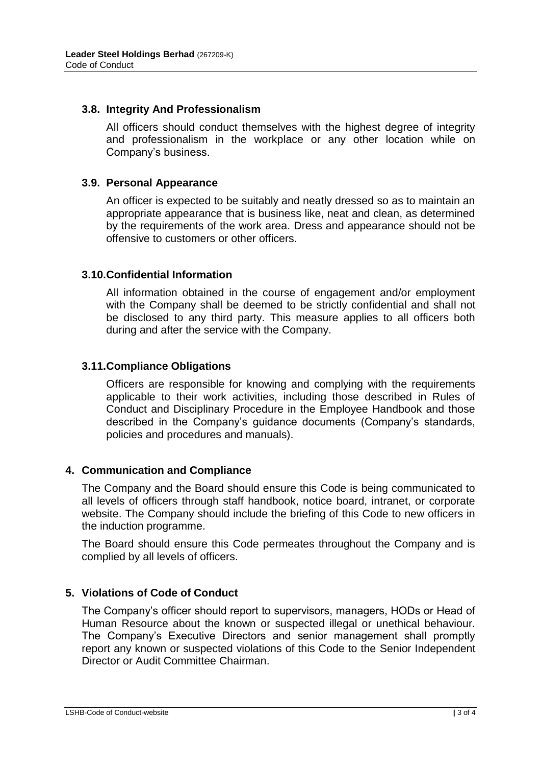### 3.8. Integrity And Professionalism

All officers should conduct themselves with the highest degree of integrity and professionalism in the workplace or any other location while on Company's business.

### 3.9. Personal Appearance

An officer is expected to be suitably and neatly dressed so as to maintain an appropriate appearance that is business like, neat and clean, as determined by the requirements of the work area. Dress and appearance should not be offensive to customers or other officers.

### 3.10. Confidential Information

All information obtained in the course of engagement and/or employment with the Company shall be deemed to be strictly confidential and shall not be disclosed to any third party. This measure applies to all officers both during and after the service with the Company.

### 3.11. Compliance Obligations

Officers are responsible for knowing and complying with the requirements applicable to their work activities, including those described in Rules of Conduct and Disciplinary Procedure in the Employee Handbook and those described in the Company's guidance documents (Company's standards, policies and procedures and manuals).

## 4. Communication and Compliance

The Company and the Board should ensure this Code is being communicated to all levels of officers through staff handbook, notice board, intranet, or corporate website. The Company should include the briefing of this Code to new officers in the induction programme.

The Board should ensure this Code permeates throughout the Company and is complied by all levels of officers.

## 5. Violations of Code of Conduct

The Company's officer should report to supervisors, managers, HODs or Head of Human Resource about the known or suspected illegal or unethical behaviour. The Company's Executive Directors and senior management shall promptly report any known or suspected violations of this Code to the Senior Independent Director or Audit Committee Chairman.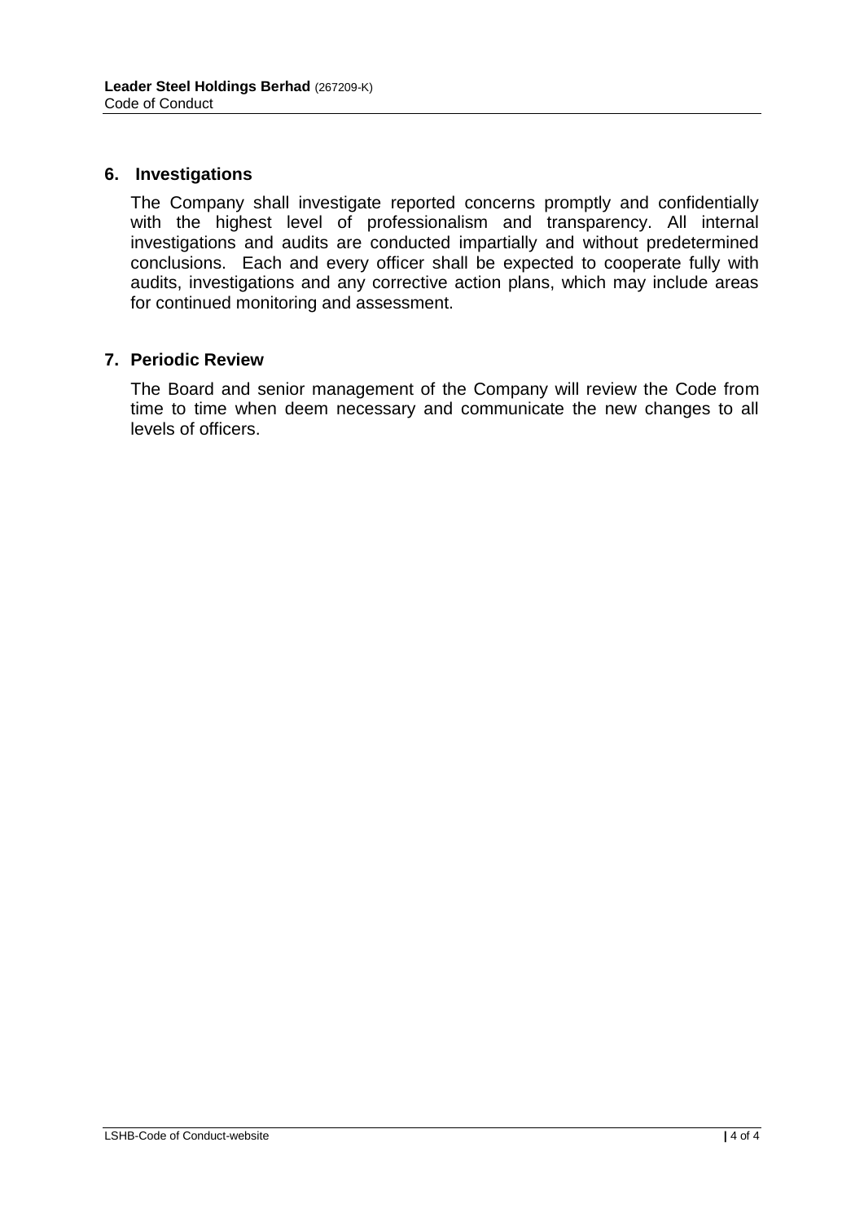## 6. Investigations

The Company shall investigate reported concerns promptly and confidentially with the highest level of professionalism and transparency. All internal investigations and audits are conducted impartially and without predetermined conclusions. Each and every officer shall be expected to cooperate fully with audits, investigations and any corrective action plans, which may include areas for continued monitoring and assessment.

## 7. Periodic Review

The Board and senior management of the Company will review the Code from time to time when deem necessary and communicate the new changes to all levels of officers.